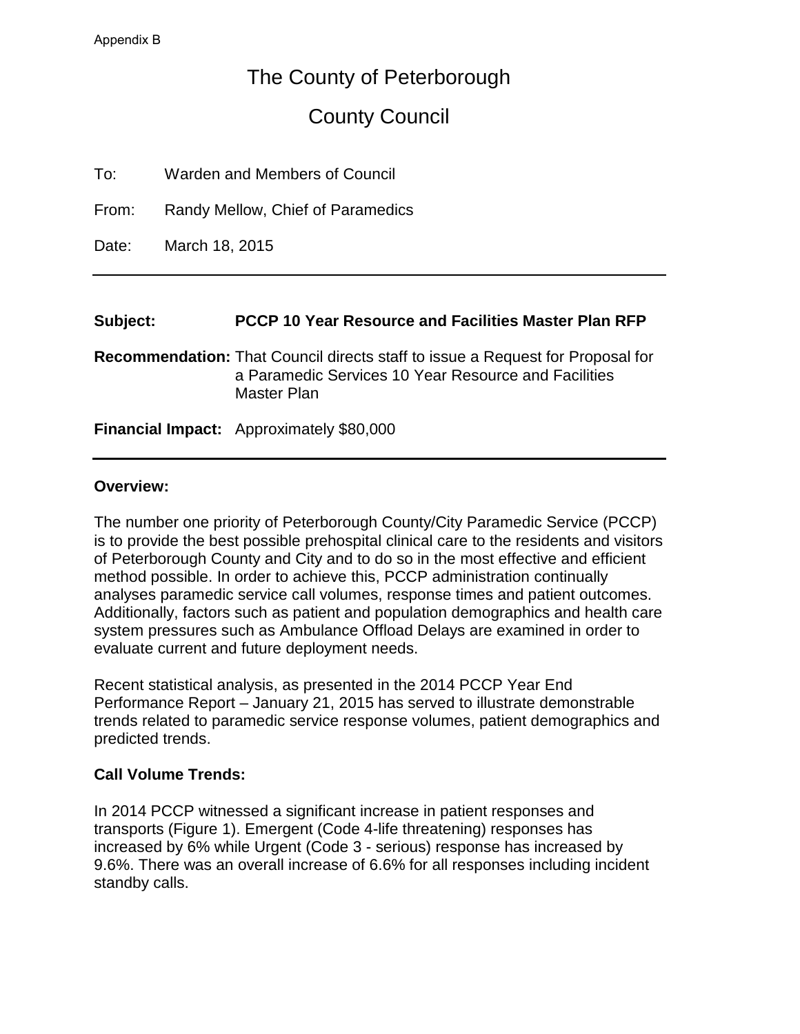Appendix B

# The County of Peterborough

## County Council

To: Warden and Members of Council

From: Randy Mellow, Chief of Paramedics

Date: March 18, 2015

---

**Subject:** **PCCP 10 Year Resource and Facilities Master Plan RFP**

**Recommendation:** That Council directs staff to issue a Request for Proposal for a Paramedic Services 10 Year Resource and Facilities Master Plan

**Financial Impact:** Approximately $80,000

---

**Overview:**

The number one priority of Peterborough County/City Paramedic Service (PCCP) is to provide the best possible prehospital clinical care to the residents and visitors of Peterborough County and City and to do so in the most effective and efficient method possible. In order to achieve this, PCCP administration continually analyses paramedic service call volumes, response times and patient outcomes. Additionally, factors such as patient and population demographics and health care system pressures such as Ambulance Offload Delays are examined in order to evaluate current and future deployment needs.

Recent statistical analysis, as presented in the 2014 PCCP Year End Performance Report – January 21, 2015 has served to illustrate demonstrable trends related to paramedic service response volumes, patient demographics and predicted trends.

**Call Volume Trends:**

In 2014 PCCP witnessed a significant increase in patient responses and transports (Figure 1). Emergent (Code 4-life threatening) responses has increased by 6% while Urgent (Code 3 - serious) response has increased by 9.6%. There was an overall increase of 6.6% for all responses including incident standby calls.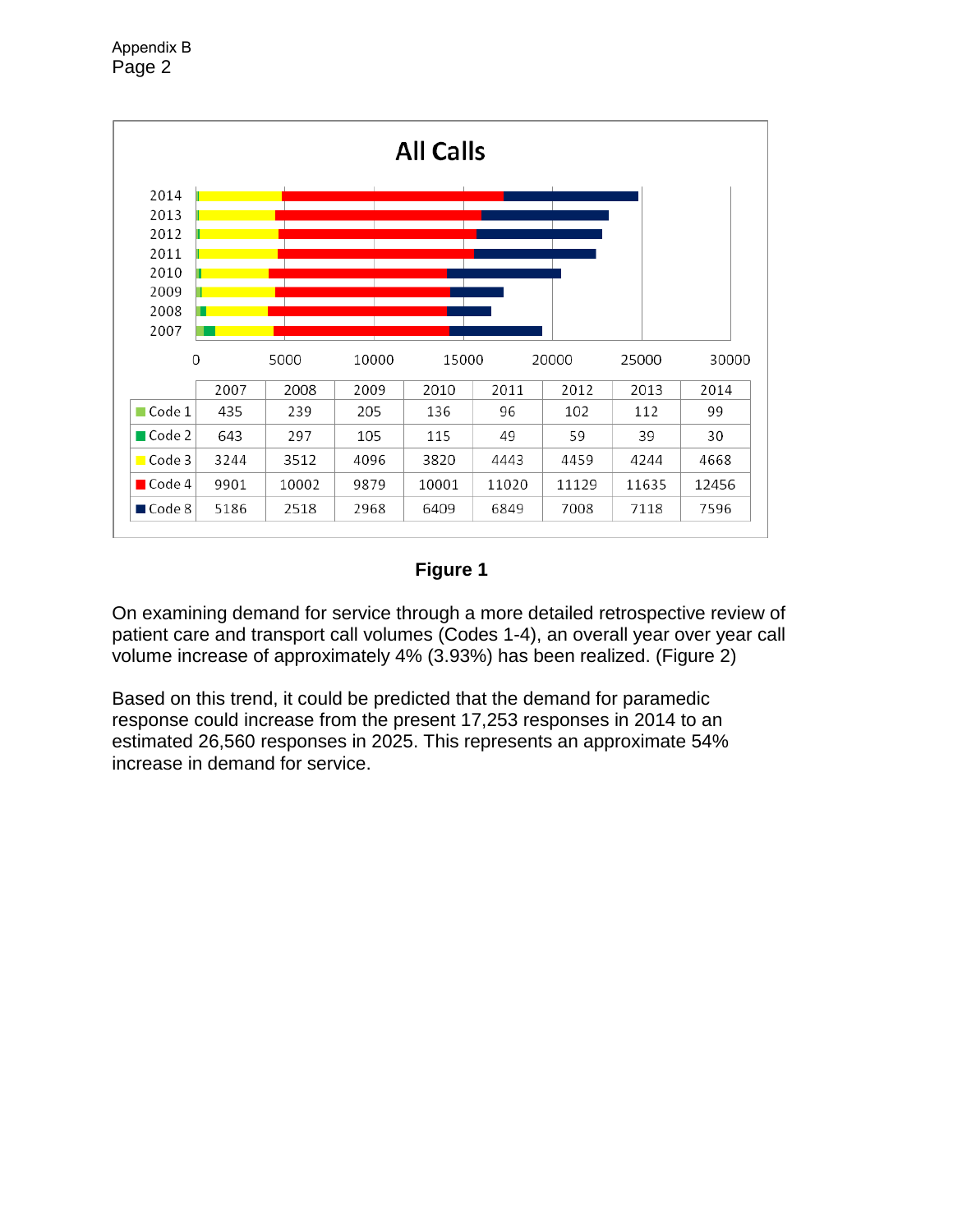## All Calls

| | 2007 | 2008 | 2009 | 2010 | 2011 | 2012 | 2013 | 2014 |
|---|---|---|---|---|---|---|---|---|
| Code 1 | 435 | 239 | 205 | 136 | 96 | 102 | 112 | 99 |
| Code 2 | 643 | 297 | 105 | 115 | 49 | 59 | 39 | 30 |
| Code 3 | 3244 | 3512 | 4096 | 3820 | 4443 | 4459 | 4244 | 4668 |
| Code 4 | 9901 | 10002 | 9879 | 10001 | 11020 | 11129 | 11635 | 12456 |
| Code 8 | 5186 | 2518 | 2968 | 6409 | 6849 | 7008 | 7118 | 7596 |

**Figure 1**

On examining demand for service through a more detailed retrospective review of patient care and transport call volumes (Codes 1-4), an overall year over year call volume increase of approximately 4% (3.93%) has been realized. (Figure 2)

Based on this trend, it could be predicted that the demand for paramedic response could increase from the present 17,253 responses in 2014 to an estimated 26,560 responses in 2025. This represents an approximate 54% increase in demand for service.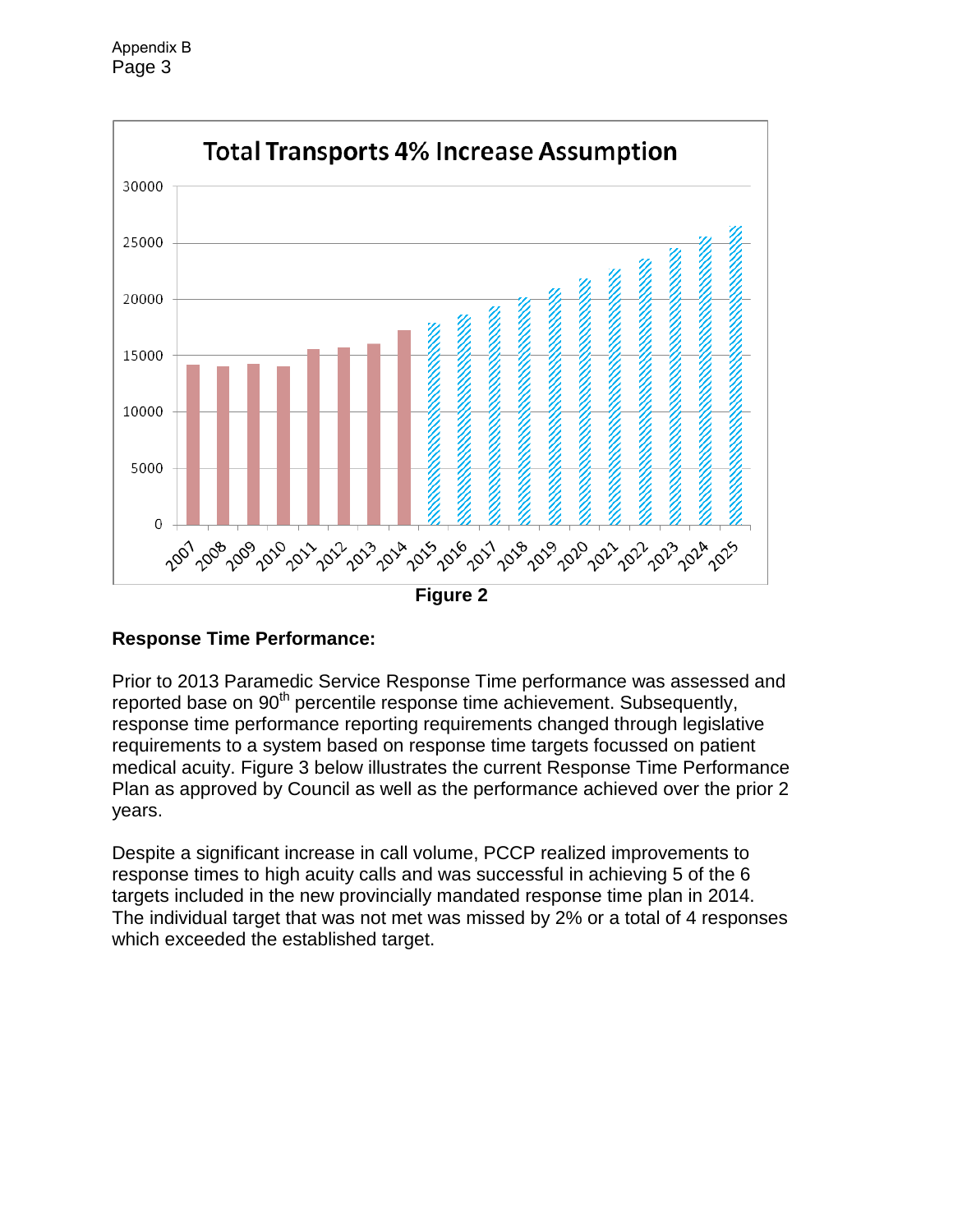**Total Transports 4% Increase Assumption**

Figure 2

**Response Time Performance:**

Prior to 2013 Paramedic Service Response Time performance was assessed and reported base on 90th percentile response time achievement. Subsequently, response time performance reporting requirements changed through legislative requirements to a system based on response time targets focussed on patient medical acuity. Figure 3 below illustrates the current Response Time Performance Plan as approved by Council as well as the performance achieved over the prior 2 years.

Despite a significant increase in call volume, PCCP realized improvements to response times to high acuity calls and was successful in achieving 5 of the 6 targets included in the new provincially mandated response time plan in 2014. The individual target that was not met was missed by 2% or a total of 4 responses which exceeded the established target.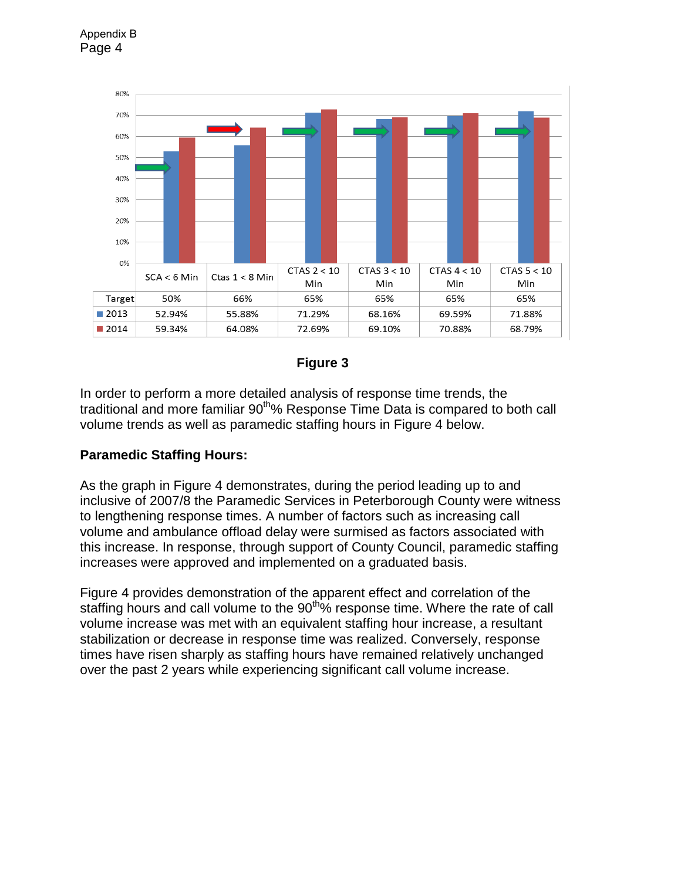| | SCA < 6 Min | Ctas 1 < 8 Min | CTAS 2 < 10 Min | CTAS 3 < 10 Min | CTAS 4 < 10 Min | CTAS 5 < 10 Min |
|---|---|---|---|---|---|---|
| Target | 50% | 66% | 65% | 65% | 65% | 65% |
| 2013 | 52.94% | 55.88% | 71.29% | 68.16% | 69.59% | 71.88% |
| 2014 | 59.34% | 64.08% | 72.69% | 69.10% | 70.88% | 68.79% |

**Figure 3**

In order to perform a more detailed analysis of response time trends, the traditional and more familiar 90$^{th}$% Response Time Data is compared to both call volume trends as well as paramedic staffing hours in Figure 4 below.

**Paramedic Staffing Hours:**

As the graph in Figure 4 demonstrates, during the period leading up to and inclusive of 2007/8 the Paramedic Services in Peterborough County were witness to lengthening response times. A number of factors such as increasing call volume and ambulance offload delay were surmised as factors associated with this increase. In response, through support of County Council, paramedic staffing increases were approved and implemented on a graduated basis.

Figure 4 provides demonstration of the apparent effect and correlation of the staffing hours and call volume to the 90$^{th}$% response time. Where the rate of call volume increase was met with an equivalent staffing hour increase, a resultant stabilization or decrease in response time was realized. Conversely, response times have risen sharply as staffing hours have remained relatively unchanged over the past 2 years while experiencing significant call volume increase.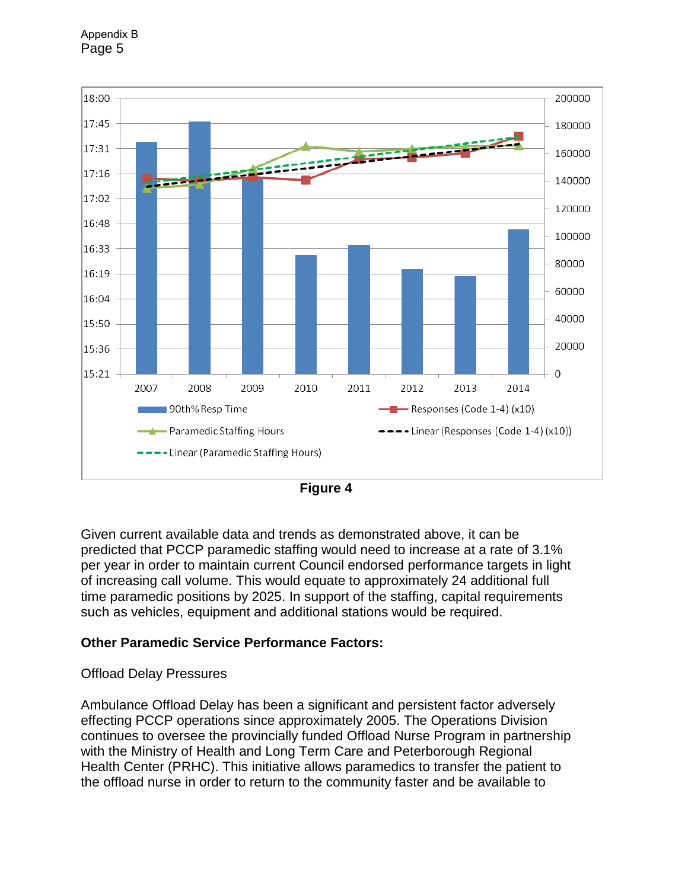Figure 4

Given current available data and trends as demonstrated above, it can be predicted that PCCP paramedic staffing would need to increase at a rate of 3.1% per year in order to maintain current Council endorsed performance targets in light of increasing call volume. This would equate to approximately 24 additional full time paramedic positions by 2025. In support of the staffing, capital requirements such as vehicles, equipment and additional stations would be required.

**Other Paramedic Service Performance Factors:**

Offload Delay Pressures

Ambulance Offload Delay has been a significant and persistent factor adversely effecting PCCP operations since approximately 2005. The Operations Division continues to oversee the provincially funded Offload Nurse Program in partnership with the Ministry of Health and Long Term Care and Peterborough Regional Health Center (PRHC). This initiative allows paramedics to transfer the patient to the offload nurse in order to return to the community faster and be available to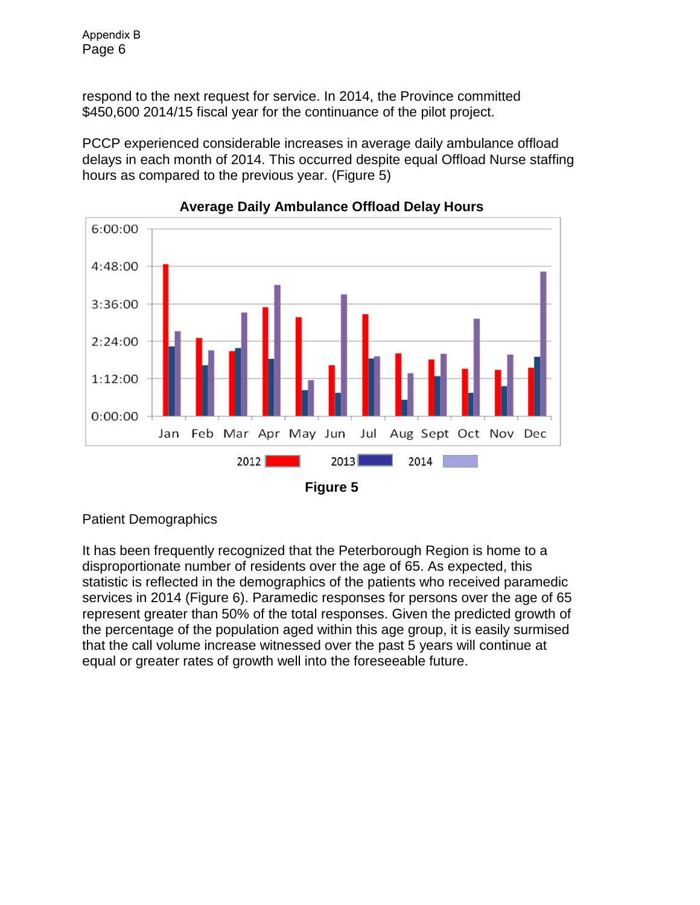respond to the next request for service. In 2014, the Province committed $450,600 2014/15 fiscal year for the continuance of the pilot project.

PCCP experienced considerable increases in average daily ambulance offload delays in each month of 2014. This occurred despite equal Offload Nurse staffing hours as compared to the previous year. (Figure 5)

**Average Daily Ambulance Offload Delay Hours**

**Figure 5**

Patient Demographics

It has been frequently recognized that the Peterborough Region is home to a disproportionate number of residents over the age of 65. As expected, this statistic is reflected in the demographics of the patients who received paramedic services in 2014 (Figure 6). Paramedic responses for persons over the age of 65 represent greater than 50% of the total responses. Given the predicted growth of the percentage of the population aged within this age group, it is easily surmised that the call volume increase witnessed over the past 5 years will continue at equal or greater rates of growth well into the foreseeable future.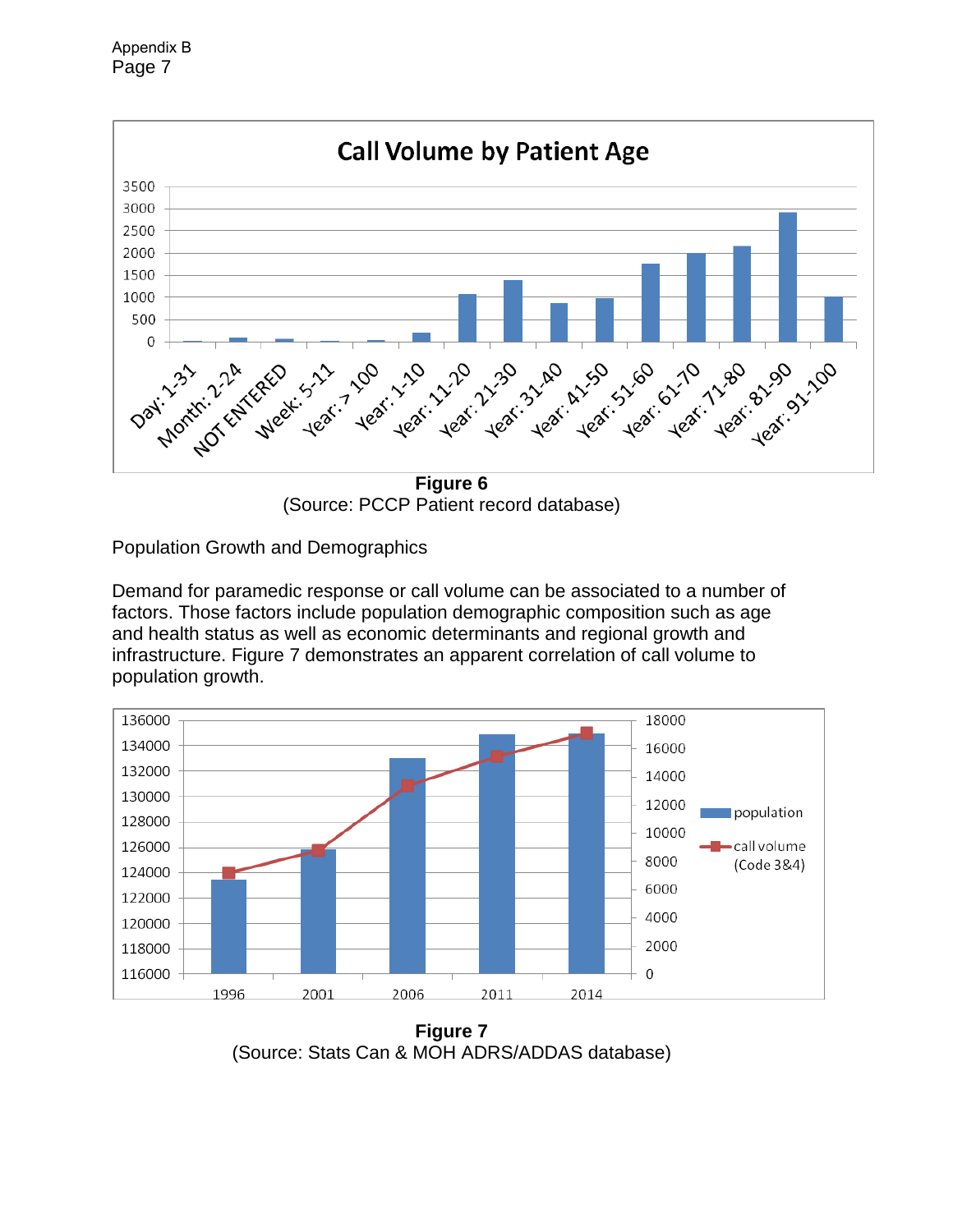Appendix B

**Figure 6**
(Source: PCCP Patient record database)

Population Growth and Demographics

Demand for paramedic response or call volume can be associated to a number of factors. Those factors include population demographic composition such as age and health status as well as economic determinants and regional growth and infrastructure. Figure 7 demonstrates an apparent correlation of call volume to population growth.

**Figure 7**
(Source: Stats Can & MOH ADRS/ADDAS database)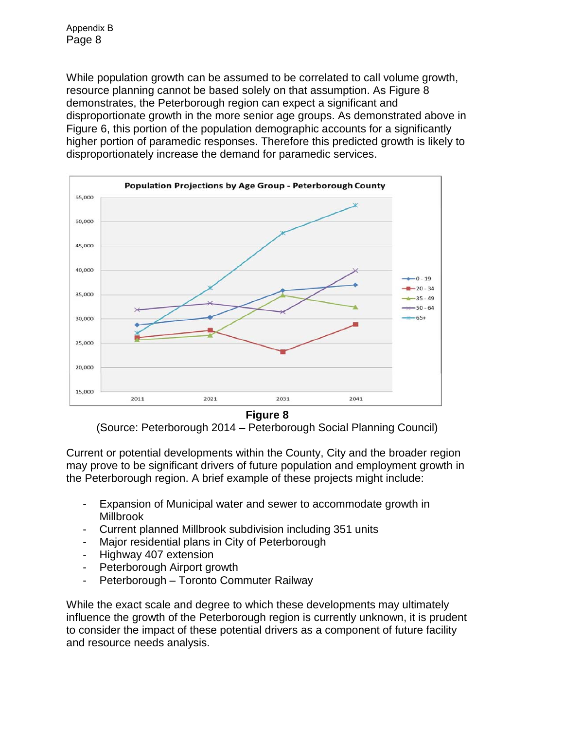While population growth can be assumed to be correlated to call volume growth, resource planning cannot be based solely on that assumption. As Figure 8 demonstrates, the Peterborough region can expect a significant and disproportionate growth in the more senior age groups. As demonstrated above in Figure 6, this portion of the population demographic accounts for a significantly higher portion of paramedic responses. Therefore this predicted growth is likely to disproportionately increase the demand for paramedic services.

**Figure 8**

(Source: Peterborough 2014 – Peterborough Social Planning Council)

Current or potential developments within the County, City and the broader region may prove to be significant drivers of future population and employment growth in the Peterborough region. A brief example of these projects might include:

- Expansion of Municipal water and sewer to accommodate growth in Millbrook
- Current planned Millbrook subdivision including 351 units
- Major residential plans in City of Peterborough
- Highway 407 extension
- Peterborough Airport growth
- Peterborough – Toronto Commuter Railway

While the exact scale and degree to which these developments may ultimately influence the growth of the Peterborough region is currently unknown, it is prudent to consider the impact of these potential drivers as a component of future facility and resource needs analysis.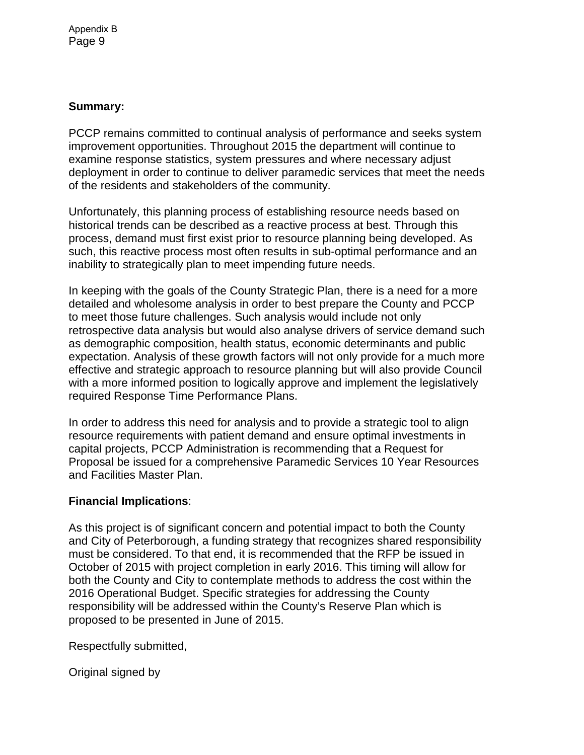**Summary:**

PCCP remains committed to continual analysis of performance and seeks system improvement opportunities. Throughout 2015 the department will continue to examine response statistics, system pressures and where necessary adjust deployment in order to continue to deliver paramedic services that meet the needs of the residents and stakeholders of the community.

Unfortunately, this planning process of establishing resource needs based on historical trends can be described as a reactive process at best. Through this process, demand must first exist prior to resource planning being developed. As such, this reactive process most often results in sub-optimal performance and an inability to strategically plan to meet impending future needs.

In keeping with the goals of the County Strategic Plan, there is a need for a more detailed and wholesome analysis in order to best prepare the County and PCCP to meet those future challenges. Such analysis would include not only retrospective data analysis but would also analyse drivers of service demand such as demographic composition, health status, economic determinants and public expectation. Analysis of these growth factors will not only provide for a much more effective and strategic approach to resource planning but will also provide Council with a more informed position to logically approve and implement the legislatively required Response Time Performance Plans.

In order to address this need for analysis and to provide a strategic tool to align resource requirements with patient demand and ensure optimal investments in capital projects, PCCP Administration is recommending that a Request for Proposal be issued for a comprehensive Paramedic Services 10 Year Resources and Facilities Master Plan.

**Financial Implications**:

As this project is of significant concern and potential impact to both the County and City of Peterborough, a funding strategy that recognizes shared responsibility must be considered. To that end, it is recommended that the RFP be issued in October of 2015 with project completion in early 2016. This timing will allow for both the County and City to contemplate methods to address the cost within the 2016 Operational Budget. Specific strategies for addressing the County responsibility will be addressed within the County's Reserve Plan which is proposed to be presented in June of 2015.

Respectfully submitted,

Original signed by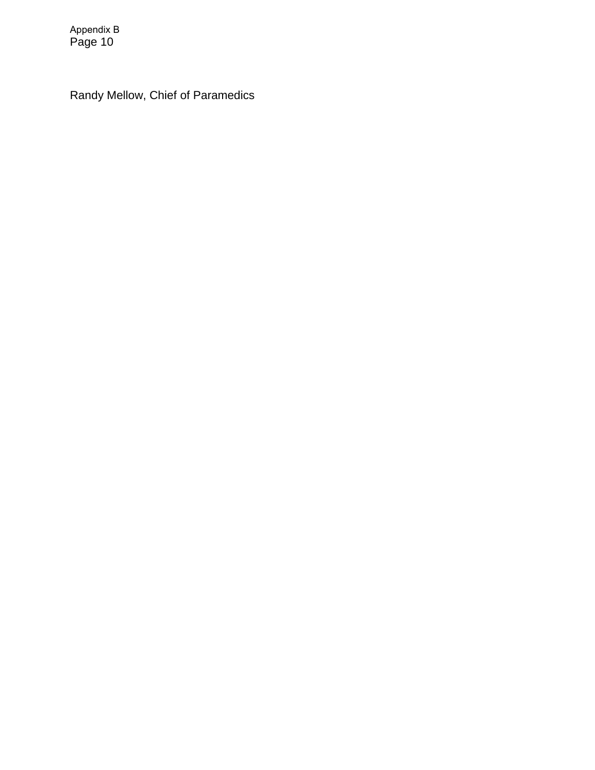Randy Mellow, Chief of Paramedics